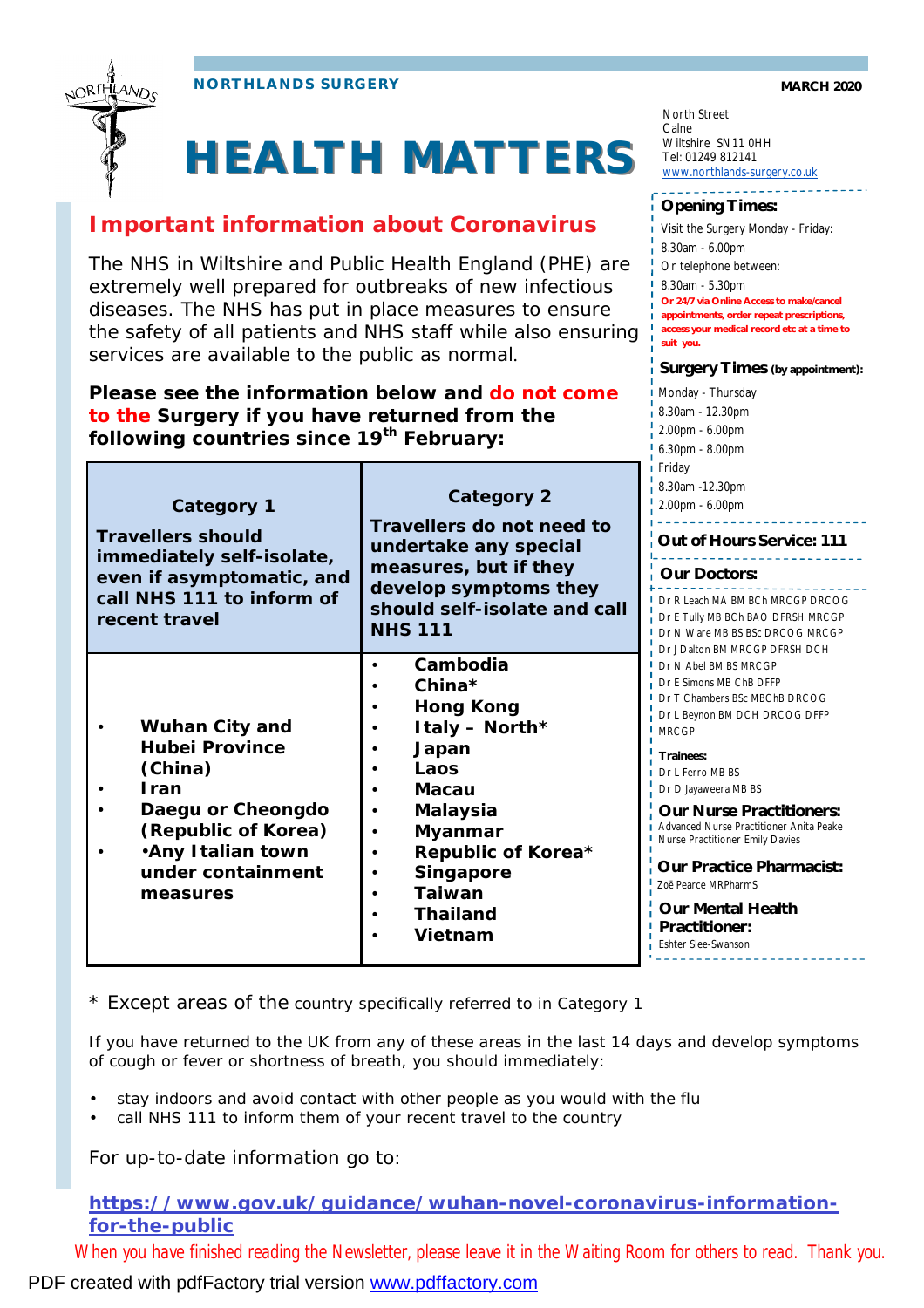NORTHLANDS SURGERY

MARCH 2020

# HEALTH MATTERS

## Important information about Coronavirus

The NHS in Wiltshire and Public Health England (PHE) are extremely well prepared for outbreaks of new infectious diseases. The NHS has put in place measures to ensure the safety of all patients and NHS staff while also ensuring services are available to the public as normal.

**Please see the information below and do not come to the Surgery if you have returned from the following countries since 19th February:**

| **Category 1**<br>**Travellers should immediately self-isolate, even if asymptomatic, and call NHS 111 to inform of recent travel** | **Category 2**<br>**Travellers do not need to undertake any special measures, but if they develop symptoms they should self-isolate and call NHS 111** |
|---|---|
| • **Wuhan City and Hubei Province (China)**<br>• **Iran**<br>• **Daegu or Cheongdo (Republic of Korea)**<br>• **•Any Italian town under containment measures** | • **Cambodia**<br>• **China***<br>• **Hong Kong**<br>• **Italy – North***<br>• **Japan**<br>• **Laos**<br>• **Macau**<br>• **Malaysia**<br>• **Myanmar**<br>• **Republic of Korea***<br>• **Singapore**<br>• **Taiwan**<br>• **Thailand**<br>• **Vietnam** |

* Except areas of the country specifically referred to in Category 1

If you have returned to the UK from any of these areas in the last 14 days and develop symptoms of cough or fever or shortness of breath, you should immediately:

- stay indoors and avoid contact with other people as you would with the flu
- call NHS 111 to inform them of your recent travel to the country

For up-to-date information go to:

**https://www.gov.uk/guidance/wuhan-novel-coronavirus-information-for-the-public**

North Street
Calne
Wiltshire SN11 0HH
Tel: 01249 812141
www.northlands-surgery.co.uk

**Opening Times:**

Visit the Surgery Monday - Friday:
8.30am - 6.00pm
Or telephone between:
8.30am - 5.30pm
**Or 24/7 via Online Access to make/cancel appointments, order repeat prescriptions, access your medical record etc at a time to suit you.**

**Surgery Times (by appointment):**

Monday - Thursday
8.30am - 12.30pm
2.00pm - 6.00pm
6.30pm - 8.00pm
Friday
8.30am -12.30pm
2.00pm - 6.00pm

**Out of Hours Service: 111**

**Our Doctors:**

Dr R Leach MA BM BCh MRCGP DRCOG
Dr E Tully MB BCh BAO DFRSH MRCGP
Dr N Ware MB BS BSc DRCOG MRCGP
Dr J Dalton BM MRCGP DFRSH DCH
Dr N Abel BM BS MRCGP
Dr E Simons MB ChB DFFP
Dr T Chambers BSc MBChB DRCOG
Dr L Beynon BM DCH DRCOG DFFP MRCGP

**Trainees:**

Dr L Ferro MB BS
Dr D Jayaweera MB BS

**Our Nurse Practitioners:**

Advanced Nurse Practitioner Anita Peake
Nurse Practitioner Emily Davies

**Our Practice Pharmacist:**

Zoë Pearce MRPharmS

**Our Mental Health Practitioner:**

Eshter Slee-Swanson

When you have finished reading the Newsletter, please leave it in the Waiting Room for others to read. Thank you.

PDF created with pdfFactory trial version www.pdffactory.com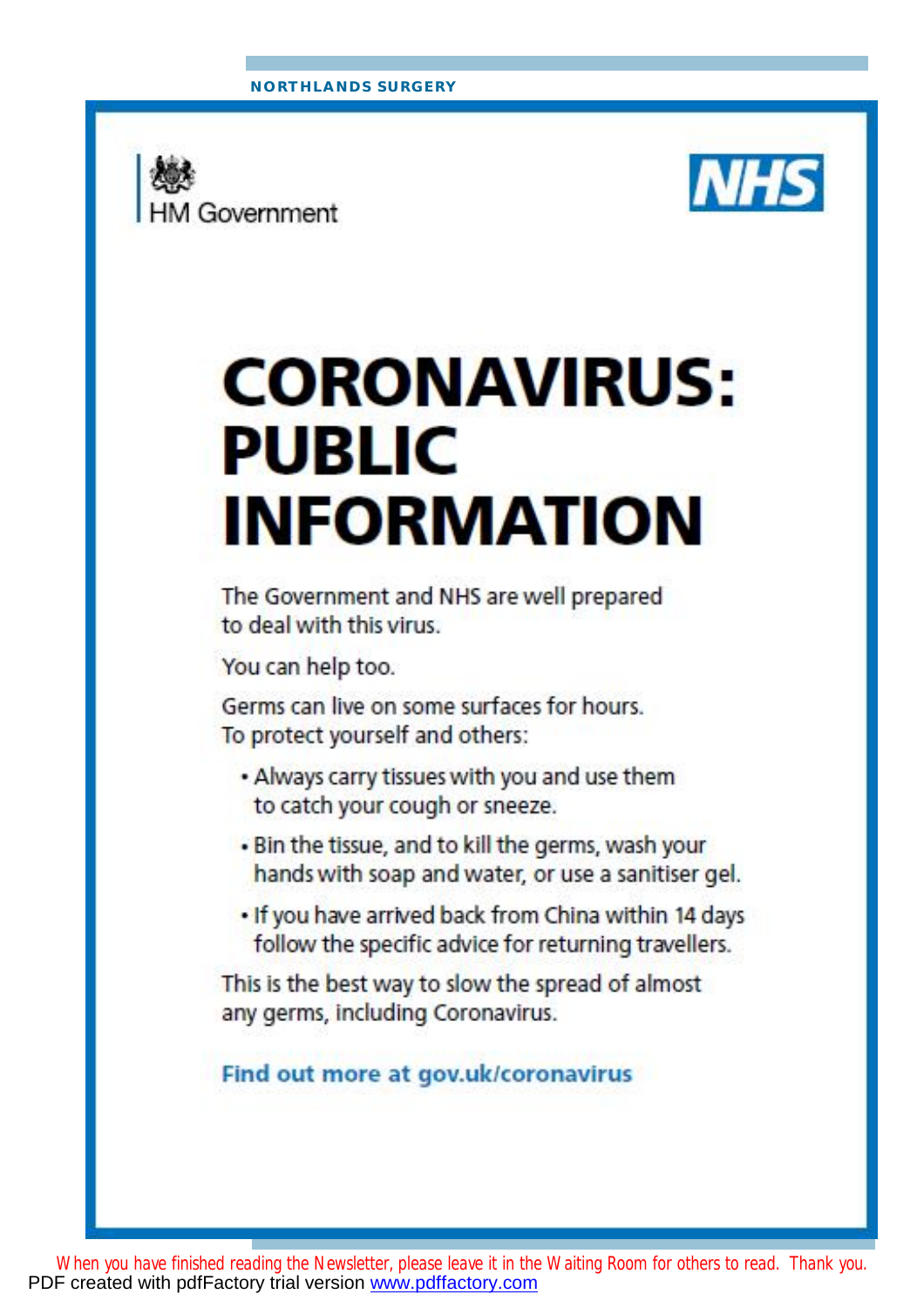HM Government

NHS

# CORONAVIRUS: PUBLIC INFORMATION

The Government and NHS are well prepared to deal with this virus.

You can help too.

Germs can live on some surfaces for hours. To protect yourself and others:

- Always carry tissues with you and use them to catch your cough or sneeze.
- Bin the tissue, and to kill the germs, wash your hands with soap and water, or use a sanitiser gel.
- If you have arrived back from China within 14 days follow the specific advice for returning travellers.

This is the best way to slow the spread of almost any germs, including Coronavirus.

**Find out more at gov.uk/coronavirus**

When you have finished reading the Newsletter, please leave it in the Waiting Room for others to read. Thank you.